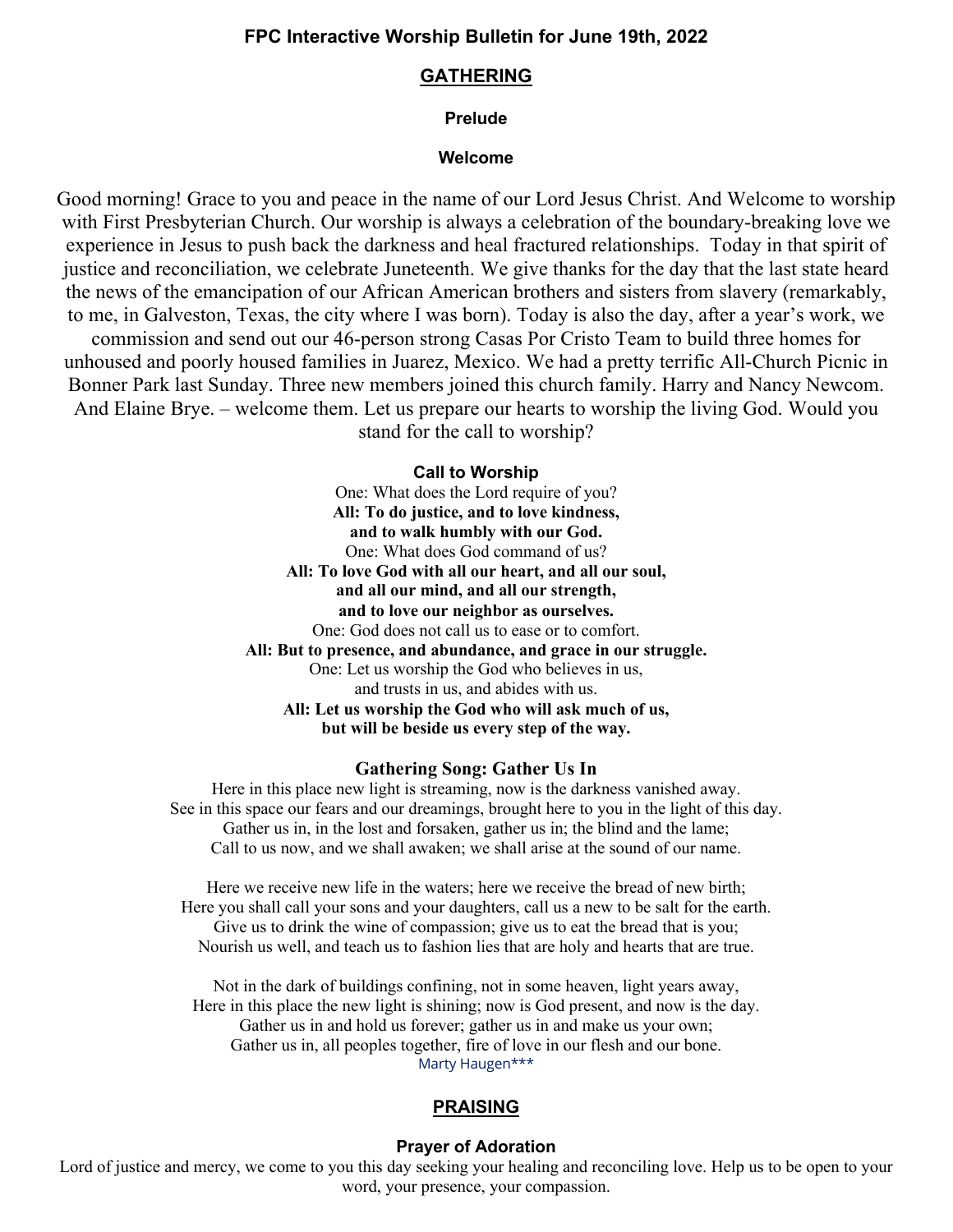# FPC Interactive Worship Bulletin for June 19th, 2022

## GATHERING

### Prelude

### Welcome

Good morning! Grace to you and peace in the name of our Lord Jesus Christ. And Welcome to worship with First Presbyterian Church. Our worship is always a celebration of the boundary-breaking love we experience in Jesus to push back the darkness and heal fractured relationships. Today in that spirit of justice and reconciliation, we celebrate Juneteenth. We give thanks for the day that the last state heard the news of the emancipation of our African American brothers and sisters from slavery (remarkably, to me, in Galveston, Texas, the city where I was born). Today is also the day, after a year's work, we commission and send out our 46-person strong Casas Por Cristo Team to build three homes for unhoused and poorly housed families in Juarez, Mexico. We had a pretty terrific All-Church Picnic in Bonner Park last Sunday. Three new members joined this church family. Harry and Nancy Newcom. And Elaine Brye. – welcome them. Let us prepare our hearts to worship the living God. Would you stand for the call to worship?

### Call to Worship

One: What does the Lord require of you?
**All: To do justice, and to love kindness,**
**and to walk humbly with our God.**
One: What does God command of us?
**All: To love God with all our heart, and all our soul,**
**and all our mind, and all our strength,**
**and to love our neighbor as ourselves.**
One: God does not call us to ease or to comfort.
**All: But to presence, and abundance, and grace in our struggle.**
One: Let us worship the God who believes in us,
and trusts in us, and abides with us.
**All: Let us worship the God who will ask much of us,**
**but will be beside us every step of the way.**

### Gathering Song: Gather Us In

Here in this place new light is streaming, now is the darkness vanished away.
See in this space our fears and our dreamings, brought here to you in the light of this day.
Gather us in, in the lost and forsaken, gather us in; the blind and the lame;
Call to us now, and we shall awaken; we shall arise at the sound of our name.

Here we receive new life in the waters; here we receive the bread of new birth;
Here you shall call your sons and your daughters, call us a new to be salt for the earth.
Give us to drink the wine of compassion; give us to eat the bread that is you;
Nourish us well, and teach us to fashion lies that are holy and hearts that are true.

Not in the dark of buildings confining, not in some heaven, light years away,
Here in this place the new light is shining; now is God present, and now is the day.
Gather us in and hold us forever; gather us in and make us your own;
Gather us in, all peoples together, fire of love in our flesh and our bone.
Marty Haugen***

## PRAISING

### Prayer of Adoration

Lord of justice and mercy, we come to you this day seeking your healing and reconciling love. Help us to be open to your word, your presence, your compassion.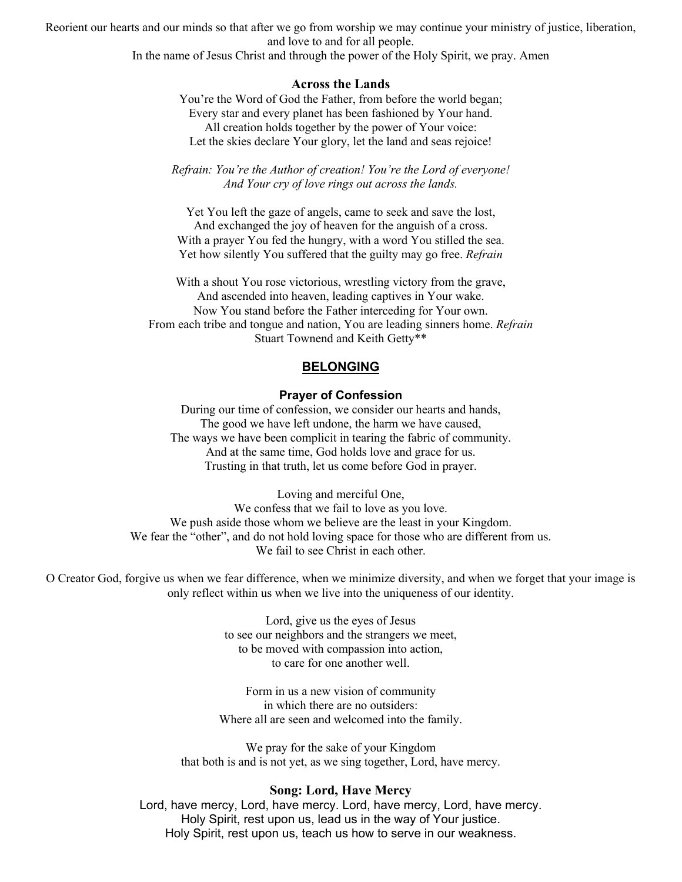Reorient our hearts and our minds so that after we go from worship we may continue your ministry of justice, liberation, and love to and for all people.
In the name of Jesus Christ and through the power of the Holy Spirit, we pray. Amen

**Across the Lands**

You're the Word of God the Father, from before the world began;
Every star and every planet has been fashioned by Your hand.
All creation holds together by the power of Your voice:
Let the skies declare Your glory, let the land and seas rejoice!

*Refrain: You're the Author of creation! You're the Lord of everyone!*
*And Your cry of love rings out across the lands.*

Yet You left the gaze of angels, came to seek and save the lost,
And exchanged the joy of heaven for the anguish of a cross.
With a prayer You fed the hungry, with a word You stilled the sea.
Yet how silently You suffered that the guilty may go free. *Refrain*

With a shout You rose victorious, wrestling victory from the grave,
And ascended into heaven, leading captives in Your wake.
Now You stand before the Father interceding for Your own.
From each tribe and tongue and nation, You are leading sinners home. *Refrain*
Stuart Townend and Keith Getty**

## BELONGING

**Prayer of Confession**

During our time of confession, we consider our hearts and hands,
The good we have left undone, the harm we have caused,
The ways we have been complicit in tearing the fabric of community.
And at the same time, God holds love and grace for us.
Trusting in that truth, let us come before God in prayer.

Loving and merciful One,
We confess that we fail to love as you love.
We push aside those whom we believe are the least in your Kingdom.
We fear the "other", and do not hold loving space for those who are different from us.
We fail to see Christ in each other.

O Creator God, forgive us when we fear difference, when we minimize diversity, and when we forget that your image is only reflect within us when we live into the uniqueness of our identity.

Lord, give us the eyes of Jesus
to see our neighbors and the strangers we meet,
to be moved with compassion into action,
to care for one another well.

Form in us a new vision of community
in which there are no outsiders:
Where all are seen and welcomed into the family.

We pray for the sake of your Kingdom
that both is and is not yet, as we sing together, Lord, have mercy.

**Song: Lord, Have Mercy**

Lord, have mercy, Lord, have mercy. Lord, have mercy, Lord, have mercy.
Holy Spirit, rest upon us, lead us in the way of Your justice.
Holy Spirit, rest upon us, teach us how to serve in our weakness.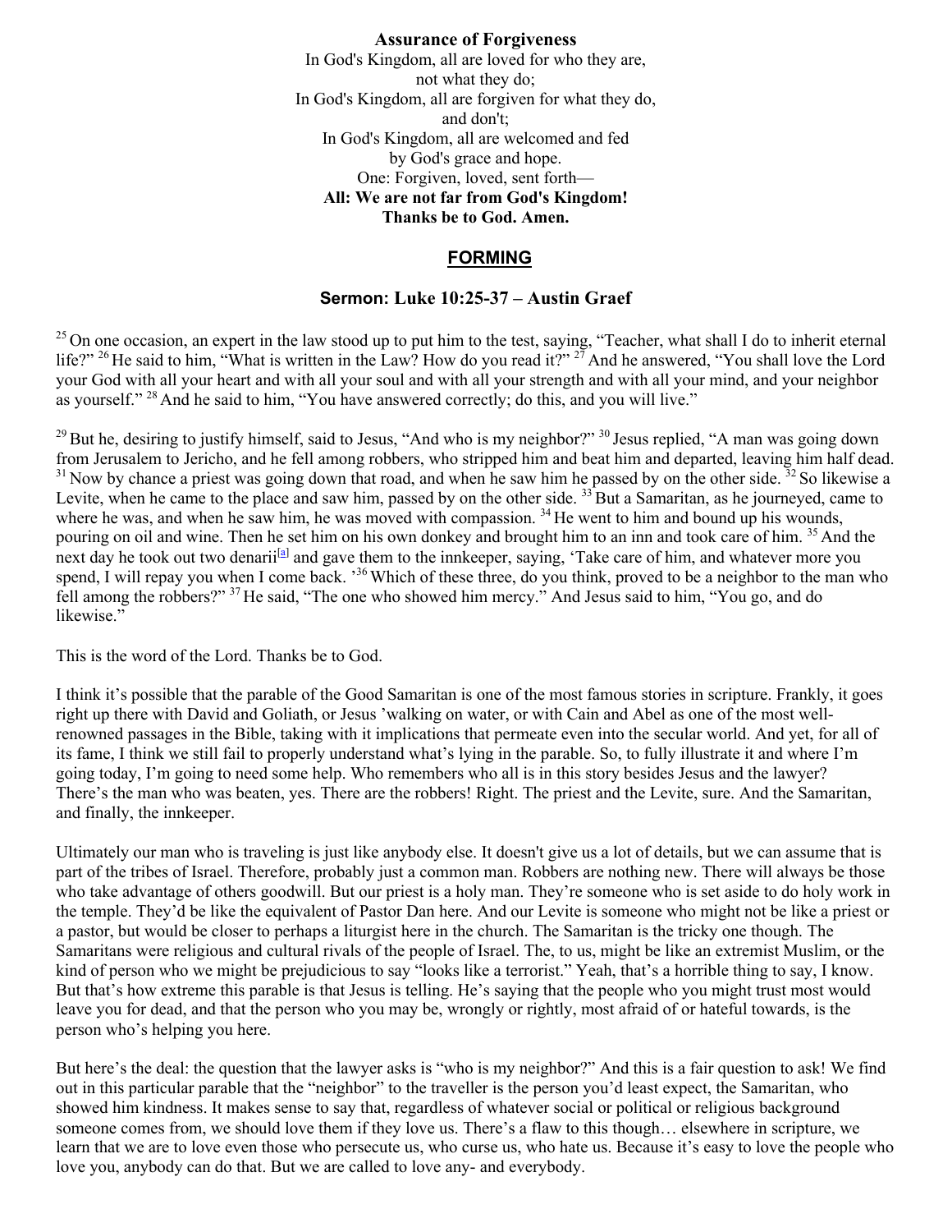**Assurance of Forgiveness**

In God's Kingdom, all are loved for who they are,
not what they do;
In God's Kingdom, all are forgiven for what they do,
and don't;
In God's Kingdom, all are welcomed and fed
by God's grace and hope.
One: Forgiven, loved, sent forth—
**All: We are not far from God's Kingdom!**
**Thanks be to God. Amen.**

## FORMING

### Sermon: Luke 10:25-37 – Austin Graef

[25] On one occasion, an expert in the law stood up to put him to the test, saying, "Teacher, what shall I do to inherit eternal life?" [26] He said to him, "What is written in the Law? How do you read it?" [27] And he answered, "You shall love the Lord your God with all your heart and with all your soul and with all your strength and with all your mind, and your neighbor as yourself." [28] And he said to him, "You have answered correctly; do this, and you will live."

[29] But he, desiring to justify himself, said to Jesus, "And who is my neighbor?" [30] Jesus replied, "A man was going down from Jerusalem to Jericho, and he fell among robbers, who stripped him and beat him and departed, leaving him half dead. [31] Now by chance a priest was going down that road, and when he saw him he passed by on the other side. [32] So likewise a Levite, when he came to the place and saw him, passed by on the other side. [33] But a Samaritan, as he journeyed, came to where he was, and when he saw him, he was moved with compassion. [34] He went to him and bound up his wounds, pouring on oil and wine. Then he set him on his own donkey and brought him to an inn and took care of him. [35] And the next day he took out two denarii[a] and gave them to the innkeeper, saying, 'Take care of him, and whatever more you spend, I will repay you when I come back. '[36] Which of these three, do you think, proved to be a neighbor to the man who fell among the robbers?" [37] He said, "The one who showed him mercy." And Jesus said to him, "You go, and do likewise."

This is the word of the Lord. Thanks be to God.

I think it's possible that the parable of the Good Samaritan is one of the most famous stories in scripture. Frankly, it goes right up there with David and Goliath, or Jesus 'walking on water, or with Cain and Abel as one of the most well-renowned passages in the Bible, taking with it implications that permeate even into the secular world. And yet, for all of its fame, I think we still fail to properly understand what's lying in the parable. So, to fully illustrate it and where I'm going today, I'm going to need some help. Who remembers who all is in this story besides Jesus and the lawyer? There's the man who was beaten, yes. There are the robbers! Right. The priest and the Levite, sure. And the Samaritan, and finally, the innkeeper.

Ultimately our man who is traveling is just like anybody else. It doesn't give us a lot of details, but we can assume that is part of the tribes of Israel. Therefore, probably just a common man. Robbers are nothing new. There will always be those who take advantage of others goodwill. But our priest is a holy man. They're someone who is set aside to do holy work in the temple. They'd be like the equivalent of Pastor Dan here. And our Levite is someone who might not be like a priest or a pastor, but would be closer to perhaps a liturgist here in the church. The Samaritan is the tricky one though. The Samaritans were religious and cultural rivals of the people of Israel. The, to us, might be like an extremist Muslim, or the kind of person who we might be prejudicious to say "looks like a terrorist." Yeah, that's a horrible thing to say, I know. But that's how extreme this parable is that Jesus is telling. He's saying that the people who you might trust most would leave you for dead, and that the person who you may be, wrongly or rightly, most afraid of or hateful towards, is the person who's helping you here.

But here's the deal: the question that the lawyer asks is "who is my neighbor?" And this is a fair question to ask! We find out in this particular parable that the "neighbor" to the traveller is the person you'd least expect, the Samaritan, who showed him kindness. It makes sense to say that, regardless of whatever social or political or religious background someone comes from, we should love them if they love us. There's a flaw to this though… elsewhere in scripture, we learn that we are to love even those who persecute us, who curse us, who hate us. Because it's easy to love the people who love you, anybody can do that. But we are called to love any- and everybody.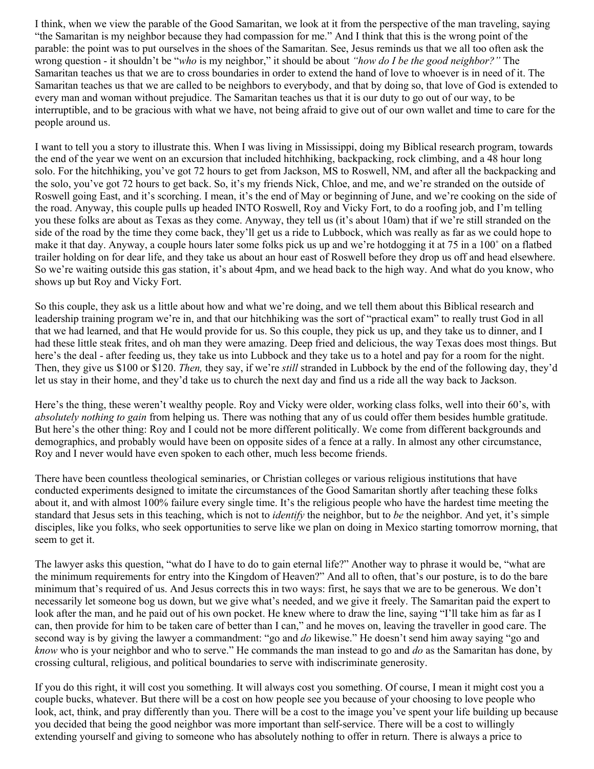I think, when we view the parable of the Good Samaritan, we look at it from the perspective of the man traveling, saying "the Samaritan is my neighbor because they had compassion for me." And I think that this is the wrong point of the parable: the point was to put ourselves in the shoes of the Samaritan. See, Jesus reminds us that we all too often ask the wrong question - it shouldn't be "*who* is my neighbor," it should be about *"how do I be the good neighbor?"* The Samaritan teaches us that we are to cross boundaries in order to extend the hand of love to whoever is in need of it. The Samaritan teaches us that we are called to be neighbors to everybody, and that by doing so, that love of God is extended to every man and woman without prejudice. The Samaritan teaches us that it is our duty to go out of our way, to be interruptible, and to be gracious with what we have, not being afraid to give out of our own wallet and time to care for the people around us.

I want to tell you a story to illustrate this. When I was living in Mississippi, doing my Biblical research program, towards the end of the year we went on an excursion that included hitchhiking, backpacking, rock climbing, and a 48 hour long solo. For the hitchhiking, you've got 72 hours to get from Jackson, MS to Roswell, NM, and after all the backpacking and the solo, you've got 72 hours to get back. So, it's my friends Nick, Chloe, and me, and we're stranded on the outside of Roswell going East, and it's scorching. I mean, it's the end of May or beginning of June, and we're cooking on the side of the road. Anyway, this couple pulls up headed INTO Roswell, Roy and Vicky Fort, to do a roofing job, and I'm telling you these folks are about as Texas as they come. Anyway, they tell us (it's about 10am) that if we're still stranded on the side of the road by the time they come back, they'll get us a ride to Lubbock, which was really as far as we could hope to make it that day. Anyway, a couple hours later some folks pick us up and we're hotdogging it at 75 in a 100˚ on a flatbed trailer holding on for dear life, and they take us about an hour east of Roswell before they drop us off and head elsewhere. So we're waiting outside this gas station, it's about 4pm, and we head back to the high way. And what do you know, who shows up but Roy and Vicky Fort.

So this couple, they ask us a little about how and what we're doing, and we tell them about this Biblical research and leadership training program we're in, and that our hitchhiking was the sort of "practical exam" to really trust God in all that we had learned, and that He would provide for us. So this couple, they pick us up, and they take us to dinner, and I had these little steak frites, and oh man they were amazing. Deep fried and delicious, the way Texas does most things. But here's the deal - after feeding us, they take us into Lubbock and they take us to a hotel and pay for a room for the night. Then, they give us $100 or $120. *Then,* they say, if we're *still* stranded in Lubbock by the end of the following day, they'd let us stay in their home, and they'd take us to church the next day and find us a ride all the way back to Jackson.

Here's the thing, these weren't wealthy people. Roy and Vicky were older, working class folks, well into their 60's, with *absolutely nothing to gain* from helping us. There was nothing that any of us could offer them besides humble gratitude. But here's the other thing: Roy and I could not be more different politically. We come from different backgrounds and demographics, and probably would have been on opposite sides of a fence at a rally. In almost any other circumstance, Roy and I never would have even spoken to each other, much less become friends.

There have been countless theological seminaries, or Christian colleges or various religious institutions that have conducted experiments designed to imitate the circumstances of the Good Samaritan shortly after teaching these folks about it, and with almost 100% failure every single time. It's the religious people who have the hardest time meeting the standard that Jesus sets in this teaching, which is not to *identify* the neighbor, but to *be* the neighbor. And yet, it's simple disciples, like you folks, who seek opportunities to serve like we plan on doing in Mexico starting tomorrow morning, that seem to get it.

The lawyer asks this question, "what do I have to do to gain eternal life?" Another way to phrase it would be, "what are the minimum requirements for entry into the Kingdom of Heaven?" And all to often, that's our posture, is to do the bare minimum that's required of us. And Jesus corrects this in two ways: first, he says that we are to be generous. We don't necessarily let someone bog us down, but we give what's needed, and we give it freely. The Samaritan paid the expert to look after the man, and he paid out of his own pocket. He knew where to draw the line, saying "I'll take him as far as I can, then provide for him to be taken care of better than I can," and he moves on, leaving the traveller in good care. The second way is by giving the lawyer a commandment: "go and *do* likewise." He doesn't send him away saying "go and *know* who is your neighbor and who to serve." He commands the man instead to go and *do* as the Samaritan has done, by crossing cultural, religious, and political boundaries to serve with indiscriminate generosity.

If you do this right, it will cost you something. It will always cost you something. Of course, I mean it might cost you a couple bucks, whatever. But there will be a cost on how people see you because of your choosing to love people who look, act, think, and pray differently than you. There will be a cost to the image you've spent your life building up because you decided that being the good neighbor was more important than self-service. There will be a cost to willingly extending yourself and giving to someone who has absolutely nothing to offer in return. There is always a price to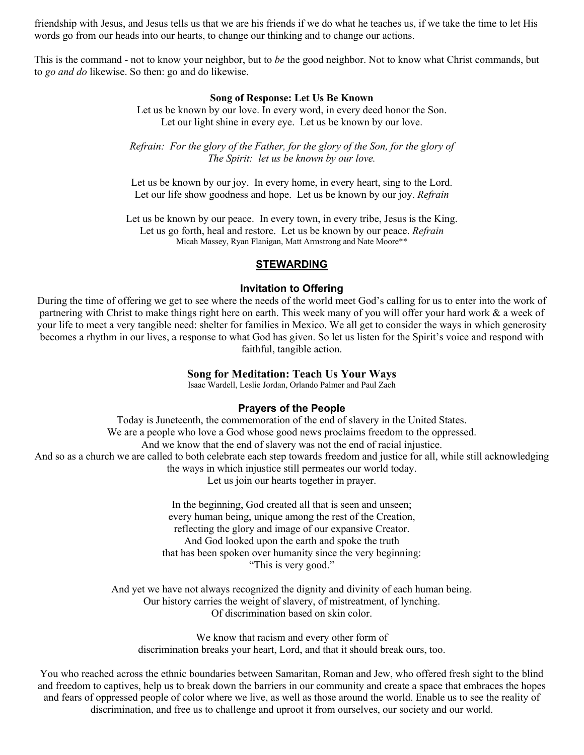friendship with Jesus, and Jesus tells us that we are his friends if we do what he teaches us, if we take the time to let His words go from our heads into our hearts, to change our thinking and to change our actions.

This is the command - not to know your neighbor, but to *be* the good neighbor. Not to know what Christ commands, but to *go and do* likewise. So then: go and do likewise.

**Song of Response: Let Us Be Known**

Let us be known by our love. In every word, in every deed honor the Son.
Let our light shine in every eye. Let us be known by our love.

*Refrain: For the glory of the Father, for the glory of the Son, for the glory of The Spirit: let us be known by our love.*

Let us be known by our joy. In every home, in every heart, sing to the Lord.
Let our life show goodness and hope. Let us be known by our joy. *Refrain*

Let us be known by our peace. In every town, in every tribe, Jesus is the King.
Let us go forth, heal and restore. Let us be known by our peace. *Refrain*
Micah Massey, Ryan Flanigan, Matt Armstrong and Nate Moore**

## STEWARDING

### Invitation to Offering

During the time of offering we get to see where the needs of the world meet God's calling for us to enter into the work of partnering with Christ to make things right here on earth. This week many of you will offer your hard work & a week of your life to meet a very tangible need: shelter for families in Mexico. We all get to consider the ways in which generosity becomes a rhythm in our lives, a response to what God has given. So let us listen for the Spirit's voice and respond with faithful, tangible action.

**Song for Meditation: Teach Us Your Ways**
Isaac Wardell, Leslie Jordan, Orlando Palmer and Paul Zach

### Prayers of the People

Today is Juneteenth, the commemoration of the end of slavery in the United States.
We are a people who love a God whose good news proclaims freedom to the oppressed.
And we know that the end of slavery was not the end of racial injustice.
And so as a church we are called to both celebrate each step towards freedom and justice for all, while still acknowledging the ways in which injustice still permeates our world today.
Let us join our hearts together in prayer.

In the beginning, God created all that is seen and unseen;
every human being, unique among the rest of the Creation,
reflecting the glory and image of our expansive Creator.
And God looked upon the earth and spoke the truth
that has been spoken over humanity since the very beginning:
"This is very good."

And yet we have not always recognized the dignity and divinity of each human being.
Our history carries the weight of slavery, of mistreatment, of lynching.
Of discrimination based on skin color.

We know that racism and every other form of
discrimination breaks your heart, Lord, and that it should break ours, too.

You who reached across the ethnic boundaries between Samaritan, Roman and Jew, who offered fresh sight to the blind and freedom to captives, help us to break down the barriers in our community and create a space that embraces the hopes and fears of oppressed people of color where we live, as well as those around the world. Enable us to see the reality of discrimination, and free us to challenge and uproot it from ourselves, our society and our world.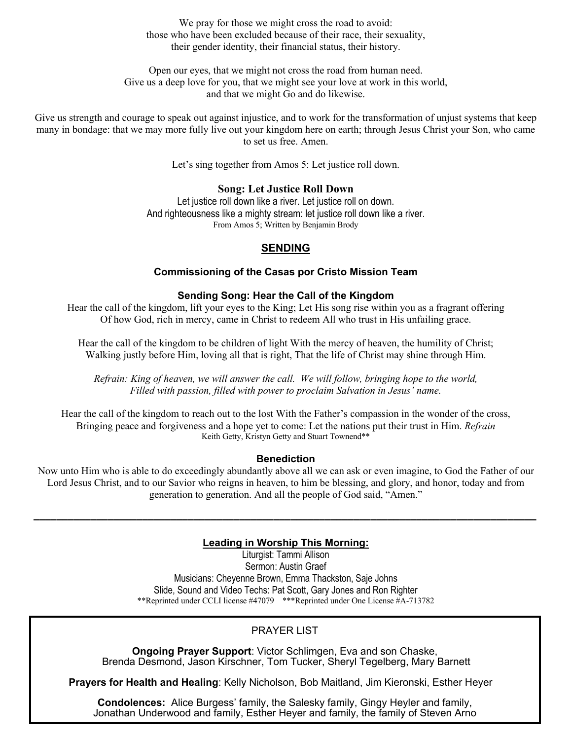We pray for those we might cross the road to avoid:
those who have been excluded because of their race, their sexuality,
their gender identity, their financial status, their history.

Open our eyes, that we might not cross the road from human need.
Give us a deep love for you, that we might see your love at work in this world,
and that we might Go and do likewise.

Give us strength and courage to speak out against injustice, and to work for the transformation of unjust systems that keep many in bondage: that we may more fully live out your kingdom here on earth; through Jesus Christ your Son, who came to set us free. Amen.

Let's sing together from Amos 5: Let justice roll down.

**Song: Let Justice Roll Down**

Let justice roll down like a river. Let justice roll on down.
And righteousness like a mighty stream: let justice roll down like a river.
From Amos 5; Written by Benjamin Brody

## SENDING

**Commissioning of the Casas por Cristo Mission Team**

**Sending Song: Hear the Call of the Kingdom**

Hear the call of the kingdom, lift your eyes to the King; Let His song rise within you as a fragrant offering
Of how God, rich in mercy, came in Christ to redeem All who trust in His unfailing grace.

Hear the call of the kingdom to be children of light With the mercy of heaven, the humility of Christ;
Walking justly before Him, loving all that is right, That the life of Christ may shine through Him.

*Refrain: King of heaven, we will answer the call. We will follow, bringing hope to the world,
Filled with passion, filled with power to proclaim Salvation in Jesus' name.*

Hear the call of the kingdom to reach out to the lost With the Father's compassion in the wonder of the cross,
Bringing peace and forgiveness and a hope yet to come: Let the nations put their trust in Him. *Refrain*
Keith Getty, Kristyn Getty and Stuart Townend**

**Benediction**

Now unto Him who is able to do exceedingly abundantly above all we can ask or even imagine, to God the Father of our Lord Jesus Christ, and to our Savior who reigns in heaven, to him be blessing, and glory, and honor, today and from generation to generation. And all the people of God said, "Amen."

---

**Leading in Worship This Morning:**

Liturgist: Tammi Allison
Sermon: Austin Graef
Musicians: Cheyenne Brown, Emma Thackston, Saje Johns
Slide, Sound and Video Techs: Pat Scott, Gary Jones and Ron Righter
**Reprinted under CCLI license #47079 ***Reprinted under One License #A-713782

PRAYER LIST

**Ongoing Prayer Support**: Victor Schlimgen, Eva and son Chaske,
Brenda Desmond, Jason Kirschner, Tom Tucker, Sheryl Tegelberg, Mary Barnett

**Prayers for Health and Healing**: Kelly Nicholson, Bob Maitland, Jim Kieronski, Esther Heyer

**Condolences:** Alice Burgess' family, the Salesky family, Gingy Heyler and family,
Jonathan Underwood and family, Esther Heyer and family, the family of Steven Arno